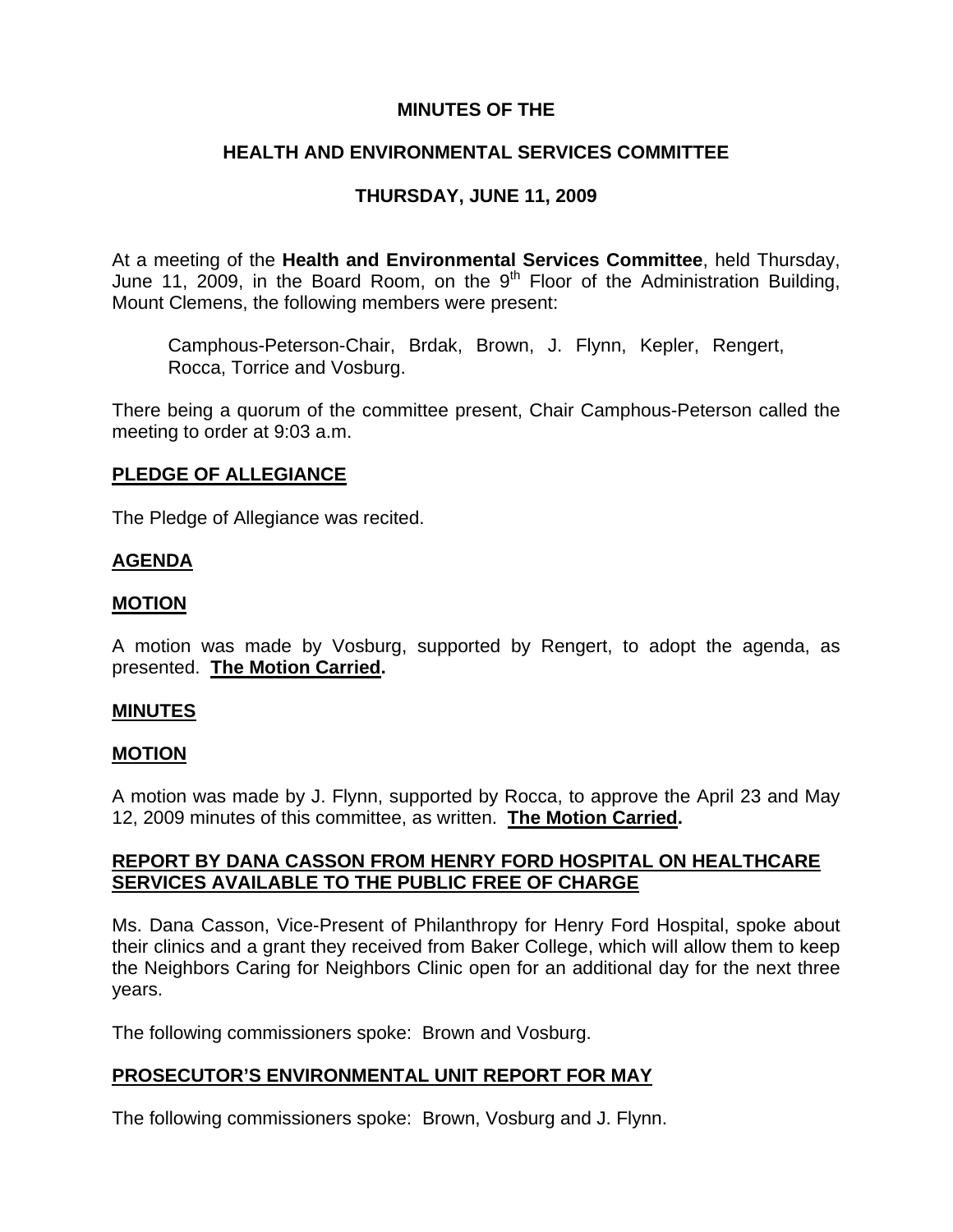# MINUTES OF THE

# HEALTH AND ENVIRONMENTAL SERVICES COMMITTEE

# THURSDAY, JUNE 11, 2009

At a meeting of the **Health and Environmental Services Committee**, held Thursday, June 11, 2009, in the Board Room, on the 9th Floor of the Administration Building, Mount Clemens, the following members were present:

> Camphous-Peterson-Chair, Brdak, Brown, J. Flynn, Kepler, Rengert, Rocca, Torrice and Vosburg.

There being a quorum of the committee present, Chair Camphous-Peterson called the meeting to order at 9:03 a.m.

## PLEDGE OF ALLEGIANCE

The Pledge of Allegiance was recited.

## AGENDA

## MOTION

A motion was made by Vosburg, supported by Rengert, to adopt the agenda, as presented. **The Motion Carried.**

## MINUTES

## MOTION

A motion was made by J. Flynn, supported by Rocca, to approve the April 23 and May 12, 2009 minutes of this committee, as written. **The Motion Carried.**

## REPORT BY DANA CASSON FROM HENRY FORD HOSPITAL ON HEALTHCARE SERVICES AVAILABLE TO THE PUBLIC FREE OF CHARGE

Ms. Dana Casson, Vice-Present of Philanthropy for Henry Ford Hospital, spoke about their clinics and a grant they received from Baker College, which will allow them to keep the Neighbors Caring for Neighbors Clinic open for an additional day for the next three years.

The following commissioners spoke: Brown and Vosburg.

## PROSECUTOR'S ENVIRONMENTAL UNIT REPORT FOR MAY

The following commissioners spoke: Brown, Vosburg and J. Flynn.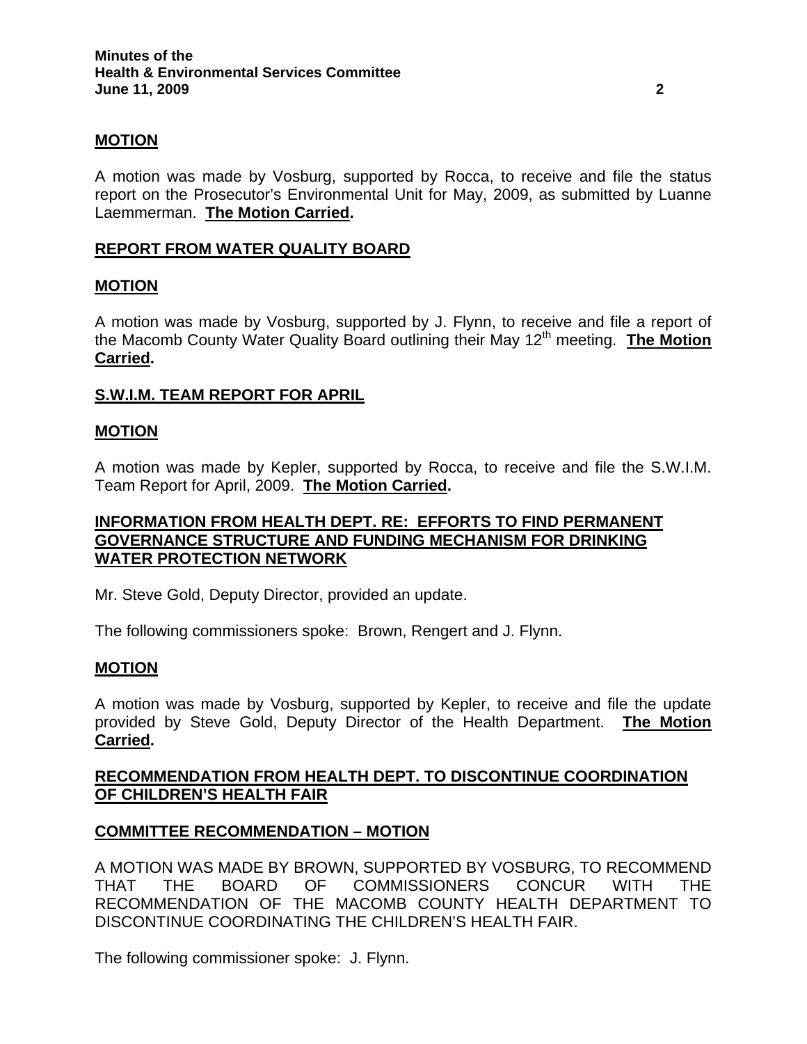**MOTION**

A motion was made by Vosburg, supported by Rocca, to receive and file the status report on the Prosecutor's Environmental Unit for May, 2009, as submitted by Luanne Laemmerman. **The Motion Carried.**

**REPORT FROM WATER QUALITY BOARD**

**MOTION**

A motion was made by Vosburg, supported by J. Flynn, to receive and file a report of the Macomb County Water Quality Board outlining their May 12th meeting. **The Motion Carried.**

**S.W.I.M. TEAM REPORT FOR APRIL**

**MOTION**

A motion was made by Kepler, supported by Rocca, to receive and file the S.W.I.M. Team Report for April, 2009. **The Motion Carried.**

**INFORMATION FROM HEALTH DEPT. RE: EFFORTS TO FIND PERMANENT GOVERNANCE STRUCTURE AND FUNDING MECHANISM FOR DRINKING WATER PROTECTION NETWORK**

Mr. Steve Gold, Deputy Director, provided an update.

The following commissioners spoke: Brown, Rengert and J. Flynn.

**MOTION**

A motion was made by Vosburg, supported by Kepler, to receive and file the update provided by Steve Gold, Deputy Director of the Health Department. **The Motion Carried.**

**RECOMMENDATION FROM HEALTH DEPT. TO DISCONTINUE COORDINATION OF CHILDREN'S HEALTH FAIR**

**COMMITTEE RECOMMENDATION – MOTION**

A MOTION WAS MADE BY BROWN, SUPPORTED BY VOSBURG, TO RECOMMEND THAT THE BOARD OF COMMISSIONERS CONCUR WITH THE RECOMMENDATION OF THE MACOMB COUNTY HEALTH DEPARTMENT TO DISCONTINUE COORDINATING THE CHILDREN'S HEALTH FAIR.

The following commissioner spoke: J. Flynn.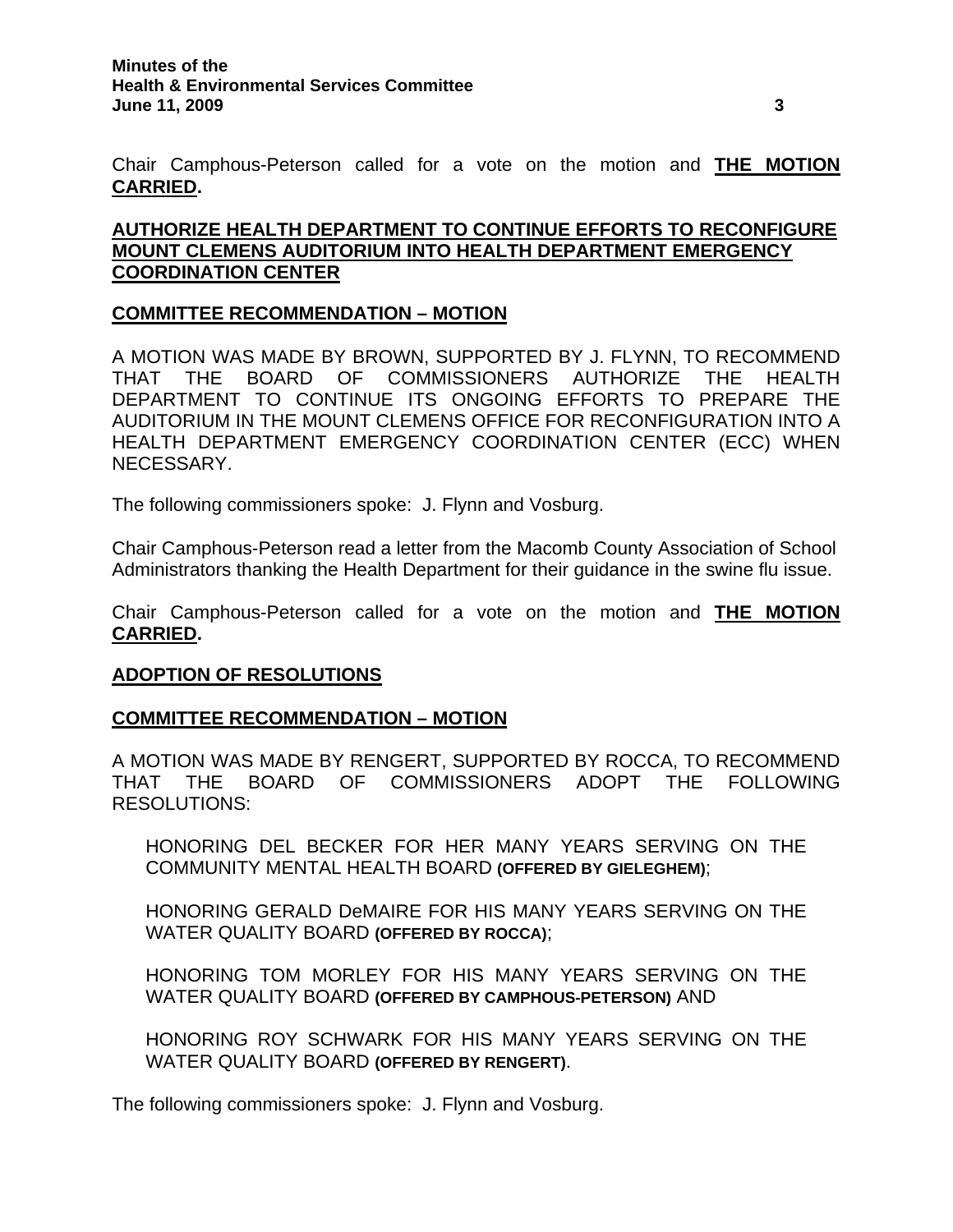Chair Camphous-Peterson called for a vote on the motion and **<u>THE MOTION CARRIED</u>.**

## <u>AUTHORIZE HEALTH DEPARTMENT TO CONTINUE EFFORTS TO RECONFIGURE MOUNT CLEMENS AUDITORIUM INTO HEALTH DEPARTMENT EMERGENCY COORDINATION CENTER</u>

### <u>COMMITTEE RECOMMENDATION – MOTION</u>

A MOTION WAS MADE BY BROWN, SUPPORTED BY J. FLYNN, TO RECOMMEND THAT THE BOARD OF COMMISSIONERS AUTHORIZE THE HEALTH DEPARTMENT TO CONTINUE ITS ONGOING EFFORTS TO PREPARE THE AUDITORIUM IN THE MOUNT CLEMENS OFFICE FOR RECONFIGURATION INTO A HEALTH DEPARTMENT EMERGENCY COORDINATION CENTER (ECC) WHEN NECESSARY.

The following commissioners spoke: J. Flynn and Vosburg.

Chair Camphous-Peterson read a letter from the Macomb County Association of School Administrators thanking the Health Department for their guidance in the swine flu issue.

Chair Camphous-Peterson called for a vote on the motion and **<u>THE MOTION CARRIED</u>.**

## <u>ADOPTION OF RESOLUTIONS</u>

### <u>COMMITTEE RECOMMENDATION – MOTION</u>

A MOTION WAS MADE BY RENGERT, SUPPORTED BY ROCCA, TO RECOMMEND THAT THE BOARD OF COMMISSIONERS ADOPT THE FOLLOWING RESOLUTIONS:

HONORING DEL BECKER FOR HER MANY YEARS SERVING ON THE COMMUNITY MENTAL HEALTH BOARD **(OFFERED BY GIELEGHEM)**;

HONORING GERALD DeMAIRE FOR HIS MANY YEARS SERVING ON THE WATER QUALITY BOARD **(OFFERED BY ROCCA)**;

HONORING TOM MORLEY FOR HIS MANY YEARS SERVING ON THE WATER QUALITY BOARD **(OFFERED BY CAMPHOUS-PETERSON)** AND

HONORING ROY SCHWARK FOR HIS MANY YEARS SERVING ON THE WATER QUALITY BOARD **(OFFERED BY RENGERT)**.

The following commissioners spoke: J. Flynn and Vosburg.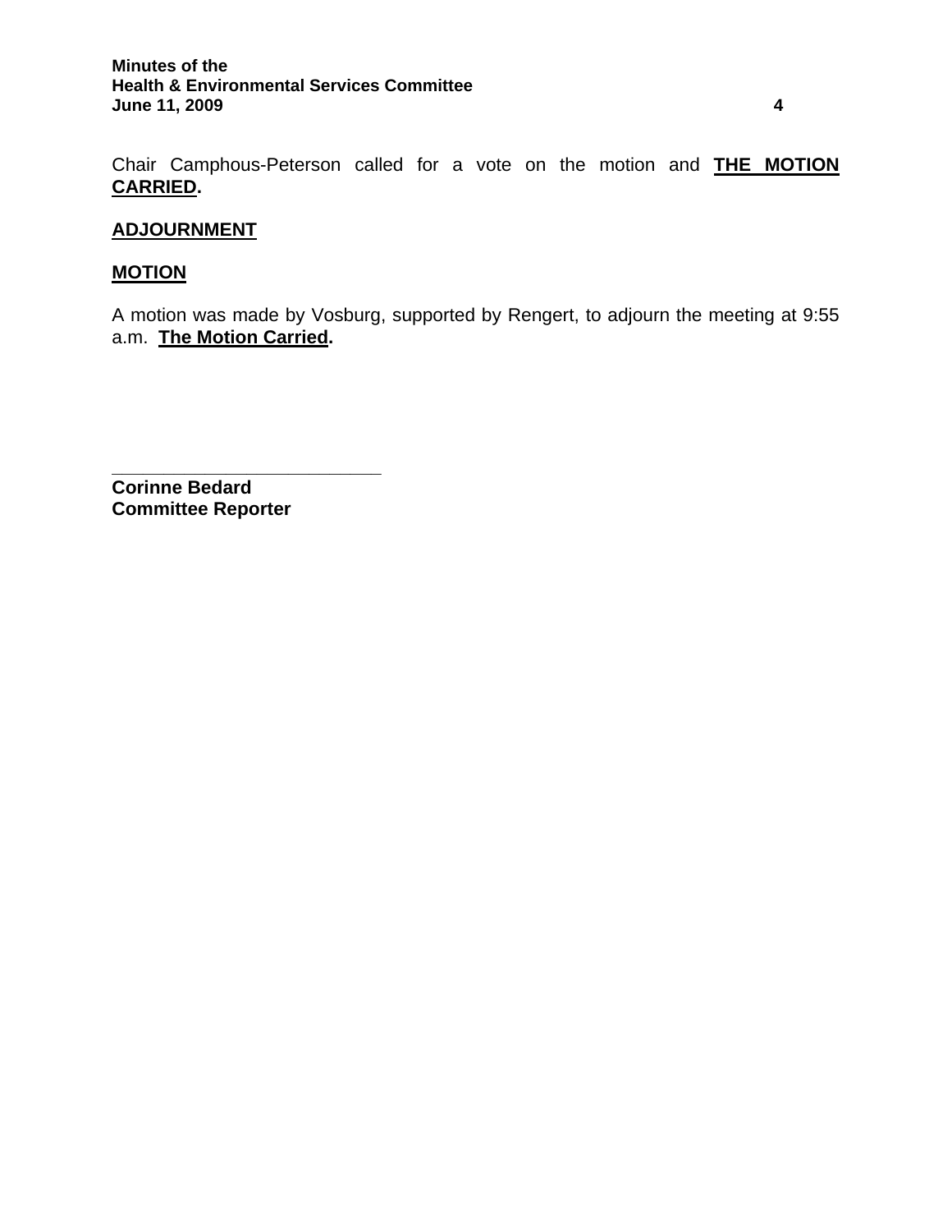Chair Camphous-Peterson called for a vote on the motion and **THE MOTION CARRIED.**

**ADJOURNMENT**

**MOTION**

A motion was made by Vosburg, supported by Rengert, to adjourn the meeting at 9:55 a.m. **The Motion Carried.**

\_\_\_\_\_\_\_\_\_\_\_\_\_\_\_\_\_\_\_\_\_\_\_\_\_\_\_\_

**Corinne Bedard**
**Committee Reporter**